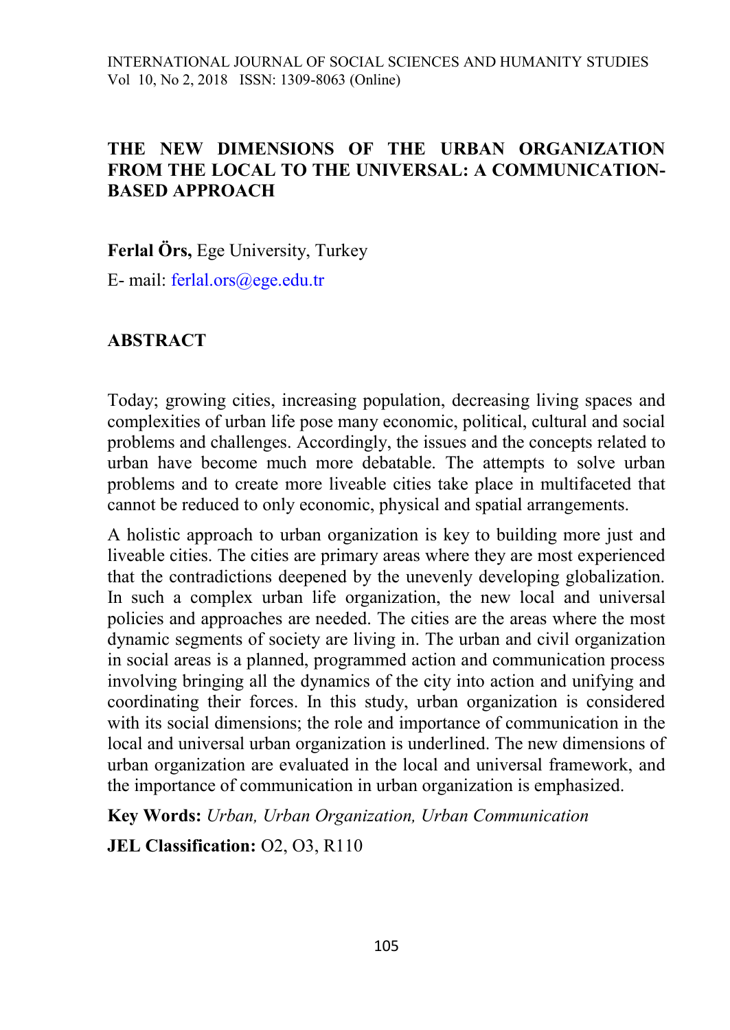# THE NEW DIMENSIONS OF THE URBAN ORGANIZATION FROM THE LOCAL TO THE UNIVERSAL: A COMMUNICATION-BASED APPROACH

**Ferlal Örs,** Ege University, Turkey

E- mail: ferlal.ors@ege.edu.tr

## ABSTRACT

Today; growing cities, increasing population, decreasing living spaces and complexities of urban life pose many economic, political, cultural and social problems and challenges. Accordingly, the issues and the concepts related to urban have become much more debatable. The attempts to solve urban problems and to create more liveable cities take place in multifaceted that cannot be reduced to only economic, physical and spatial arrangements.

A holistic approach to urban organization is key to building more just and liveable cities. The cities are primary areas where they are most experienced that the contradictions deepened by the unevenly developing globalization. In such a complex urban life organization, the new local and universal policies and approaches are needed. The cities are the areas where the most dynamic segments of society are living in. The urban and civil organization in social areas is a planned, programmed action and communication process involving bringing all the dynamics of the city into action and unifying and coordinating their forces. In this study, urban organization is considered with its social dimensions; the role and importance of communication in the local and universal urban organization is underlined. The new dimensions of urban organization are evaluated in the local and universal framework, and the importance of communication in urban organization is emphasized.

**Key Words:** *Urban, Urban Organization, Urban Communication*

**JEL Classification:** O2, O3, R110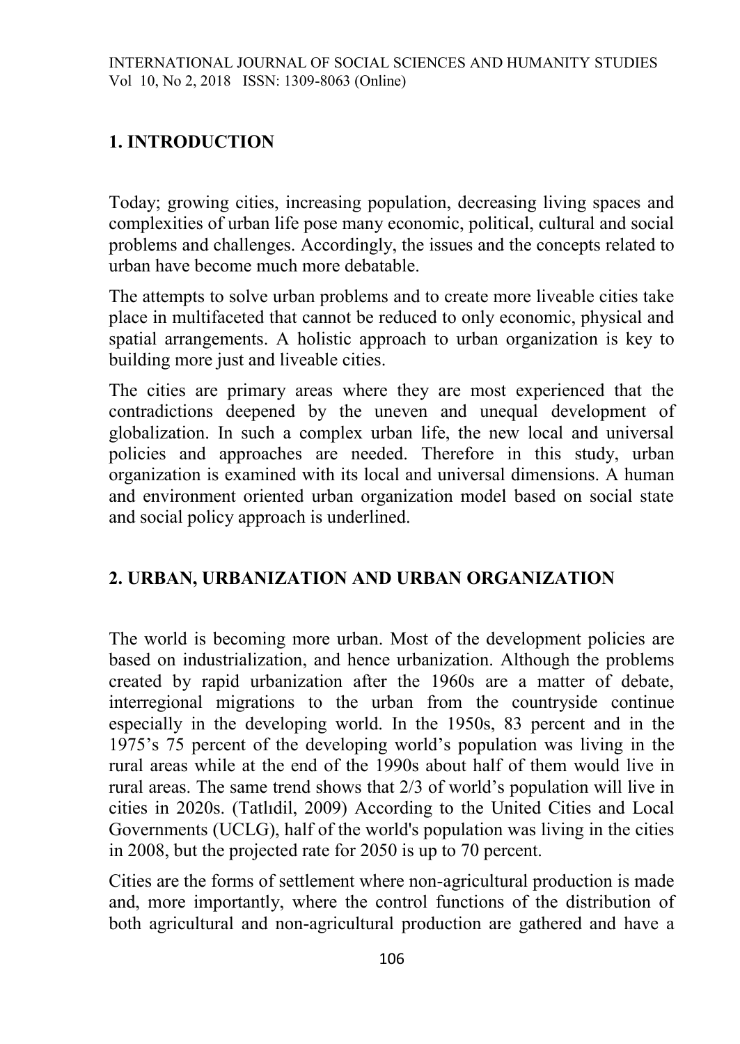## 1. INTRODUCTION

Today; growing cities, increasing population, decreasing living spaces and complexities of urban life pose many economic, political, cultural and social problems and challenges. Accordingly, the issues and the concepts related to urban have become much more debatable.

The attempts to solve urban problems and to create more liveable cities take place in multifaceted that cannot be reduced to only economic, physical and spatial arrangements. A holistic approach to urban organization is key to building more just and liveable cities.

The cities are primary areas where they are most experienced that the contradictions deepened by the uneven and unequal development of globalization. In such a complex urban life, the new local and universal policies and approaches are needed. Therefore in this study, urban organization is examined with its local and universal dimensions. A human and environment oriented urban organization model based on social state and social policy approach is underlined.

## 2. URBAN, URBANIZATION AND URBAN ORGANIZATION

The world is becoming more urban. Most of the development policies are based on industrialization, and hence urbanization. Although the problems created by rapid urbanization after the 1960s are a matter of debate, interregional migrations to the urban from the countryside continue especially in the developing world. In the 1950s, 83 percent and in the 1975's 75 percent of the developing world's population was living in the rural areas while at the end of the 1990s about half of them would live in rural areas. The same trend shows that 2/3 of world's population will live in cities in 2020s. (Tatlıdil, 2009) According to the United Cities and Local Governments (UCLG), half of the world's population was living in the cities in 2008, but the projected rate for 2050 is up to 70 percent.

Cities are the forms of settlement where non-agricultural production is made and, more importantly, where the control functions of the distribution of both agricultural and non-agricultural production are gathered and have a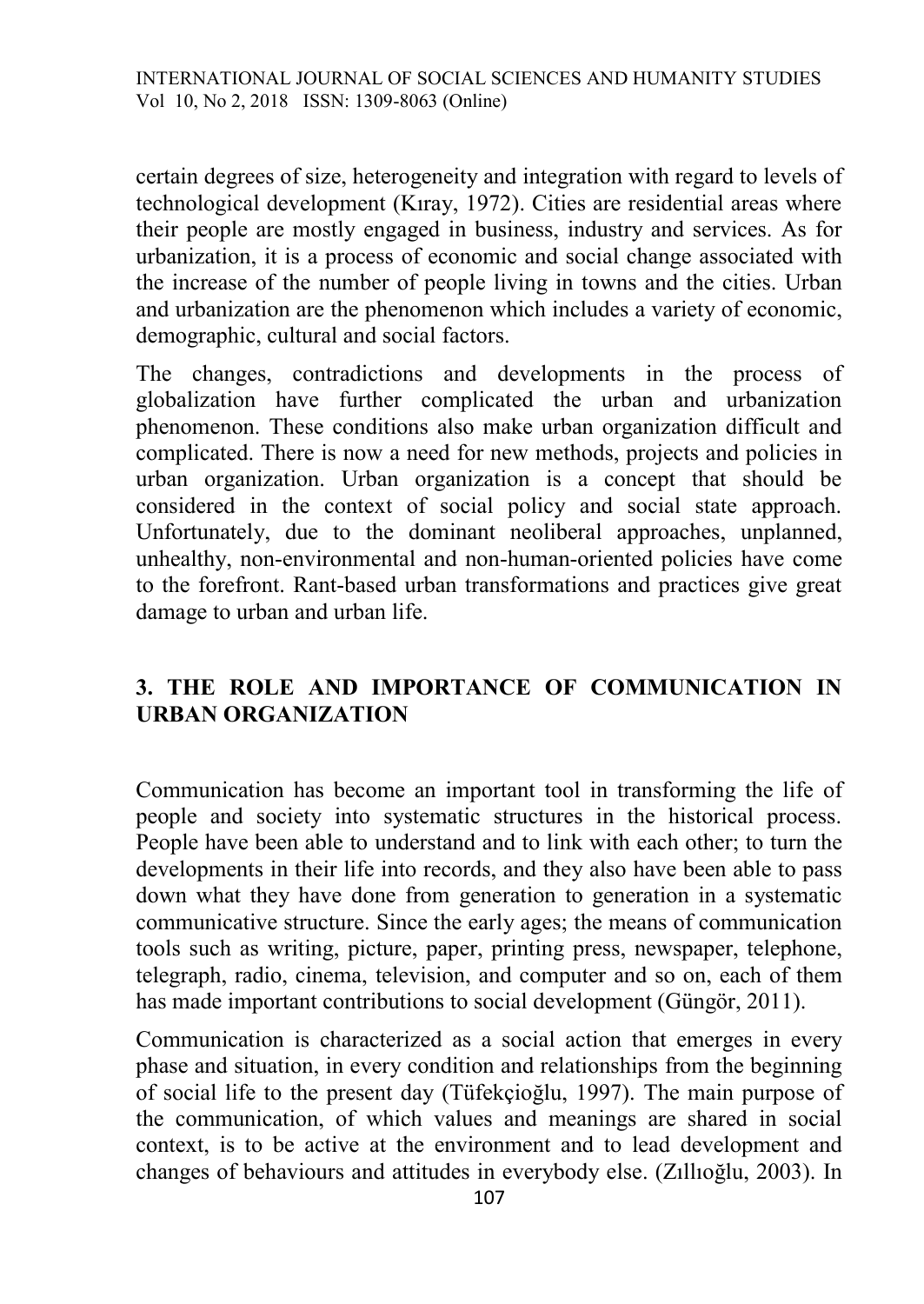certain degrees of size, heterogeneity and integration with regard to levels of technological development (Kıray, 1972). Cities are residential areas where their people are mostly engaged in business, industry and services. As for urbanization, it is a process of economic and social change associated with the increase of the number of people living in towns and the cities. Urban and urbanization are the phenomenon which includes a variety of economic, demographic, cultural and social factors.

The changes, contradictions and developments in the process of globalization have further complicated the urban and urbanization phenomenon. These conditions also make urban organization difficult and complicated. There is now a need for new methods, projects and policies in urban organization. Urban organization is a concept that should be considered in the context of social policy and social state approach. Unfortunately, due to the dominant neoliberal approaches, unplanned, unhealthy, non-environmental and non-human-oriented policies have come to the forefront. Rant-based urban transformations and practices give great damage to urban and urban life.

## 3. THE ROLE AND IMPORTANCE OF COMMUNICATION IN URBAN ORGANIZATION

Communication has become an important tool in transforming the life of people and society into systematic structures in the historical process. People have been able to understand and to link with each other; to turn the developments in their life into records, and they also have been able to pass down what they have done from generation to generation in a systematic communicative structure. Since the early ages; the means of communication tools such as writing, picture, paper, printing press, newspaper, telephone, telegraph, radio, cinema, television, and computer and so on, each of them has made important contributions to social development (Güngör, 2011).

Communication is characterized as a social action that emerges in every phase and situation, in every condition and relationships from the beginning of social life to the present day (Tüfekçioğlu, 1997). The main purpose of the communication, of which values and meanings are shared in social context, is to be active at the environment and to lead development and changes of behaviours and attitudes in everybody else. (Zıllıoğlu, 2003). In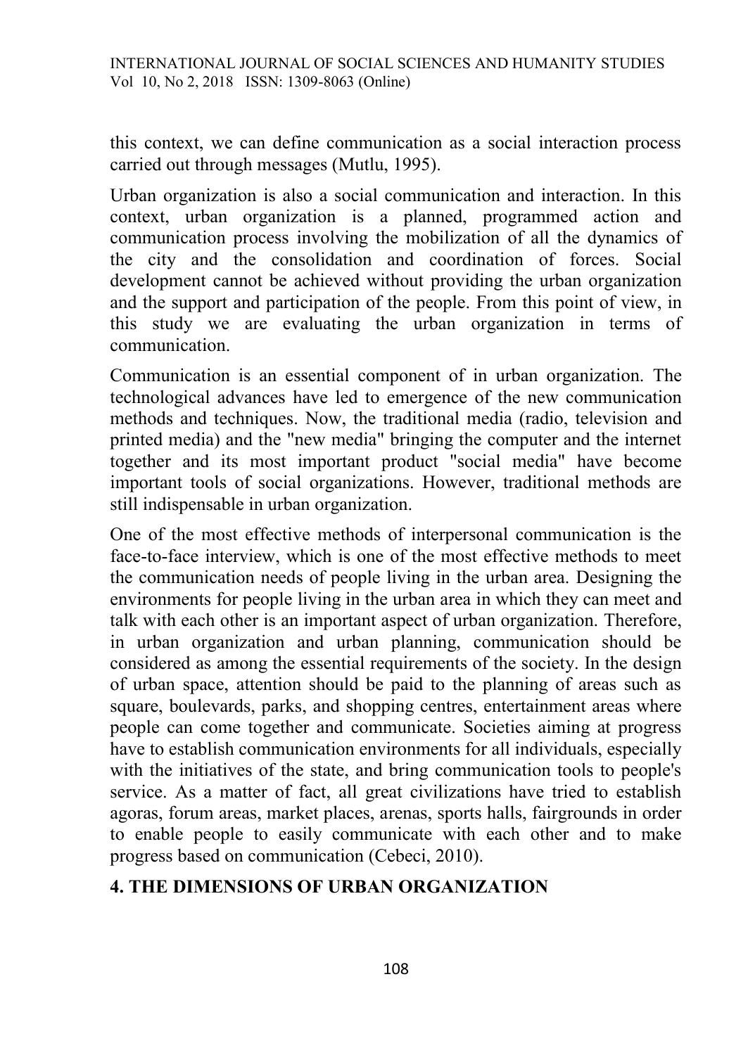this context, we can define communication as a social interaction process carried out through messages (Mutlu, 1995).

Urban organization is also a social communication and interaction. In this context, urban organization is a planned, programmed action and communication process involving the mobilization of all the dynamics of the city and the consolidation and coordination of forces. Social development cannot be achieved without providing the urban organization and the support and participation of the people. From this point of view, in this study we are evaluating the urban organization in terms of communication.

Communication is an essential component of in urban organization. The technological advances have led to emergence of the new communication methods and techniques. Now, the traditional media (radio, television and printed media) and the "new media" bringing the computer and the internet together and its most important product "social media" have become important tools of social organizations. However, traditional methods are still indispensable in urban organization.

One of the most effective methods of interpersonal communication is the face-to-face interview, which is one of the most effective methods to meet the communication needs of people living in the urban area. Designing the environments for people living in the urban area in which they can meet and talk with each other is an important aspect of urban organization. Therefore, in urban organization and urban planning, communication should be considered as among the essential requirements of the society. In the design of urban space, attention should be paid to the planning of areas such as square, boulevards, parks, and shopping centres, entertainment areas where people can come together and communicate. Societies aiming at progress have to establish communication environments for all individuals, especially with the initiatives of the state, and bring communication tools to people's service. As a matter of fact, all great civilizations have tried to establish agoras, forum areas, market places, arenas, sports halls, fairgrounds in order to enable people to easily communicate with each other and to make progress based on communication (Cebeci, 2010).

## 4. THE DIMENSIONS OF URBAN ORGANIZATION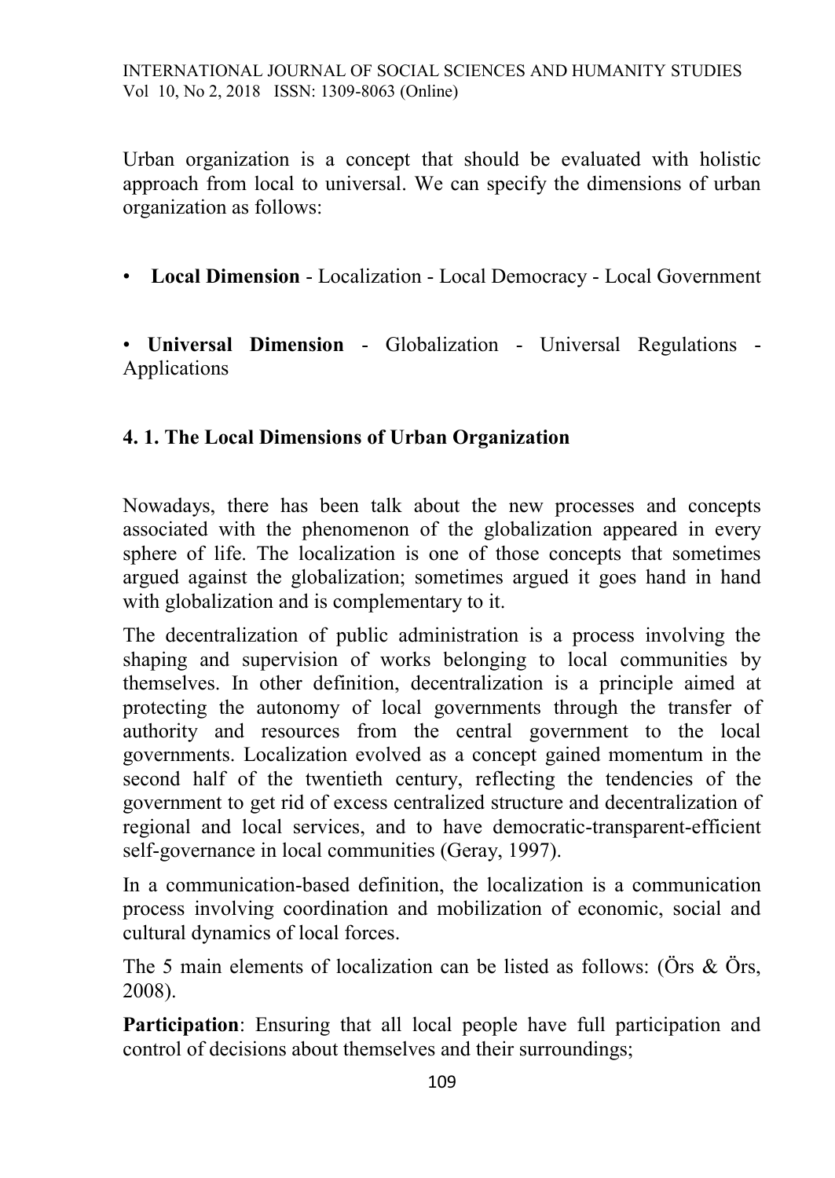Urban organization is a concept that should be evaluated with holistic approach from local to universal. We can specify the dimensions of urban organization as follows:

- **Local Dimension** - Localization - Local Democracy - Local Government

- **Universal Dimension** - Globalization - Universal Regulations - Applications

## 4. 1. The Local Dimensions of Urban Organization

Nowadays, there has been talk about the new processes and concepts associated with the phenomenon of the globalization appeared in every sphere of life. The localization is one of those concepts that sometimes argued against the globalization; sometimes argued it goes hand in hand with globalization and is complementary to it.

The decentralization of public administration is a process involving the shaping and supervision of works belonging to local communities by themselves. In other definition, decentralization is a principle aimed at protecting the autonomy of local governments through the transfer of authority and resources from the central government to the local governments. Localization evolved as a concept gained momentum in the second half of the twentieth century, reflecting the tendencies of the government to get rid of excess centralized structure and decentralization of regional and local services, and to have democratic-transparent-efficient self-governance in local communities (Geray, 1997).

In a communication-based definition, the localization is a communication process involving coordination and mobilization of economic, social and cultural dynamics of local forces.

The 5 main elements of localization can be listed as follows: (Örs & Örs, 2008).

**Participation**: Ensuring that all local people have full participation and control of decisions about themselves and their surroundings;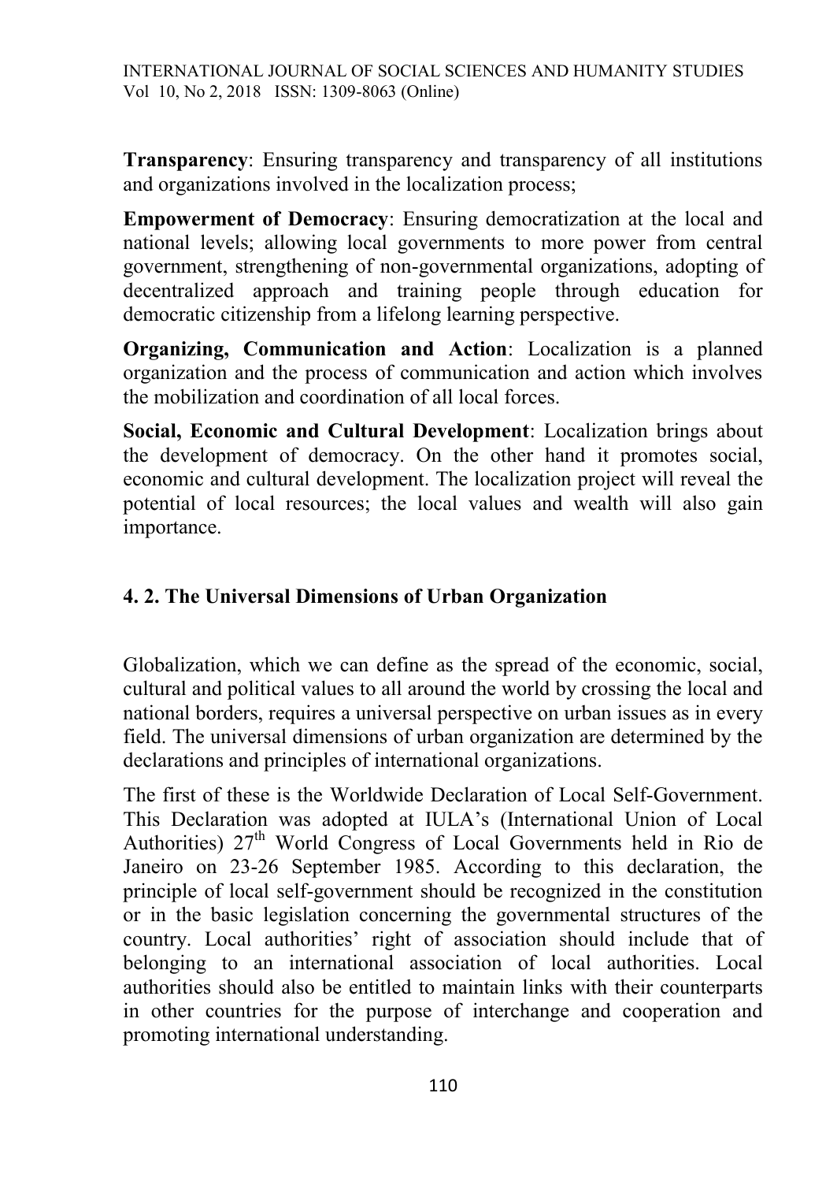**Transparency**: Ensuring transparency and transparency of all institutions and organizations involved in the localization process;

**Empowerment of Democracy**: Ensuring democratization at the local and national levels; allowing local governments to more power from central government, strengthening of non-governmental organizations, adopting of decentralized approach and training people through education for democratic citizenship from a lifelong learning perspective.

**Organizing, Communication and Action**: Localization is a planned organization and the process of communication and action which involves the mobilization and coordination of all local forces.

**Social, Economic and Cultural Development**: Localization brings about the development of democracy. On the other hand it promotes social, economic and cultural development. The localization project will reveal the potential of local resources; the local values and wealth will also gain importance.

## 4. 2. The Universal Dimensions of Urban Organization

Globalization, which we can define as the spread of the economic, social, cultural and political values to all around the world by crossing the local and national borders, requires a universal perspective on urban issues as in every field. The universal dimensions of urban organization are determined by the declarations and principles of international organizations.

The first of these is the Worldwide Declaration of Local Self-Government. This Declaration was adopted at IULA's (International Union of Local Authorities) 27th World Congress of Local Governments held in Rio de Janeiro on 23-26 September 1985. According to this declaration, the principle of local self-government should be recognized in the constitution or in the basic legislation concerning the governmental structures of the country. Local authorities' right of association should include that of belonging to an international association of local authorities. Local authorities should also be entitled to maintain links with their counterparts in other countries for the purpose of interchange and cooperation and promoting international understanding.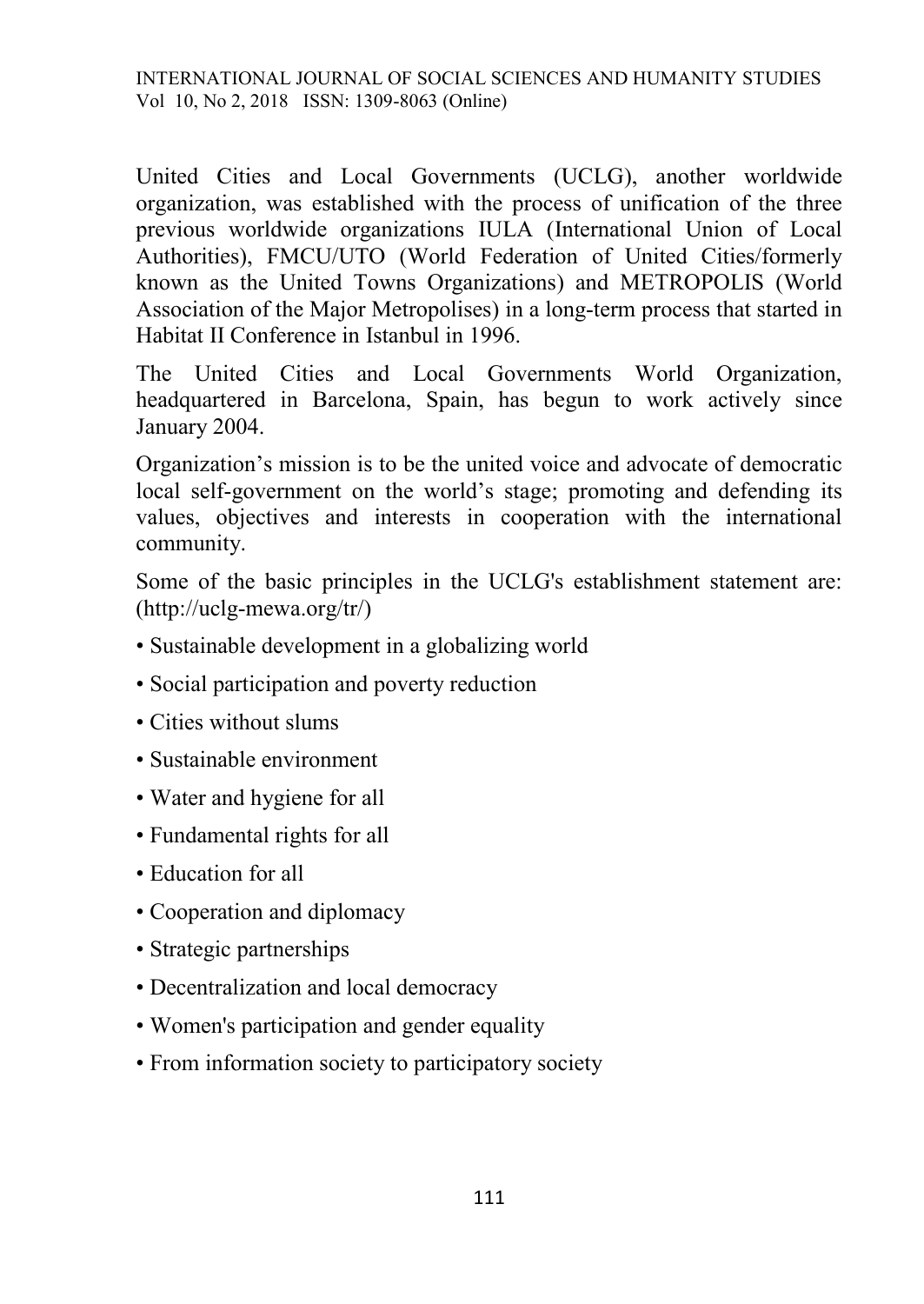United Cities and Local Governments (UCLG), another worldwide organization, was established with the process of unification of the three previous worldwide organizations IULA (International Union of Local Authorities), FMCU/UTO (World Federation of United Cities/formerly known as the United Towns Organizations) and METROPOLIS (World Association of the Major Metropolises) in a long-term process that started in Habitat II Conference in Istanbul in 1996.

The United Cities and Local Governments World Organization, headquartered in Barcelona, Spain, has begun to work actively since January 2004.

Organization's mission is to be the united voice and advocate of democratic local self-government on the world's stage; promoting and defending its values, objectives and interests in cooperation with the international community.

Some of the basic principles in the UCLG's establishment statement are: (http://uclg-mewa.org/tr/)

- Sustainable development in a globalizing world
- Social participation and poverty reduction
- Cities without slums
- Sustainable environment
- Water and hygiene for all
- Fundamental rights for all
- Education for all
- Cooperation and diplomacy
- Strategic partnerships
- Decentralization and local democracy
- Women's participation and gender equality
- From information society to participatory society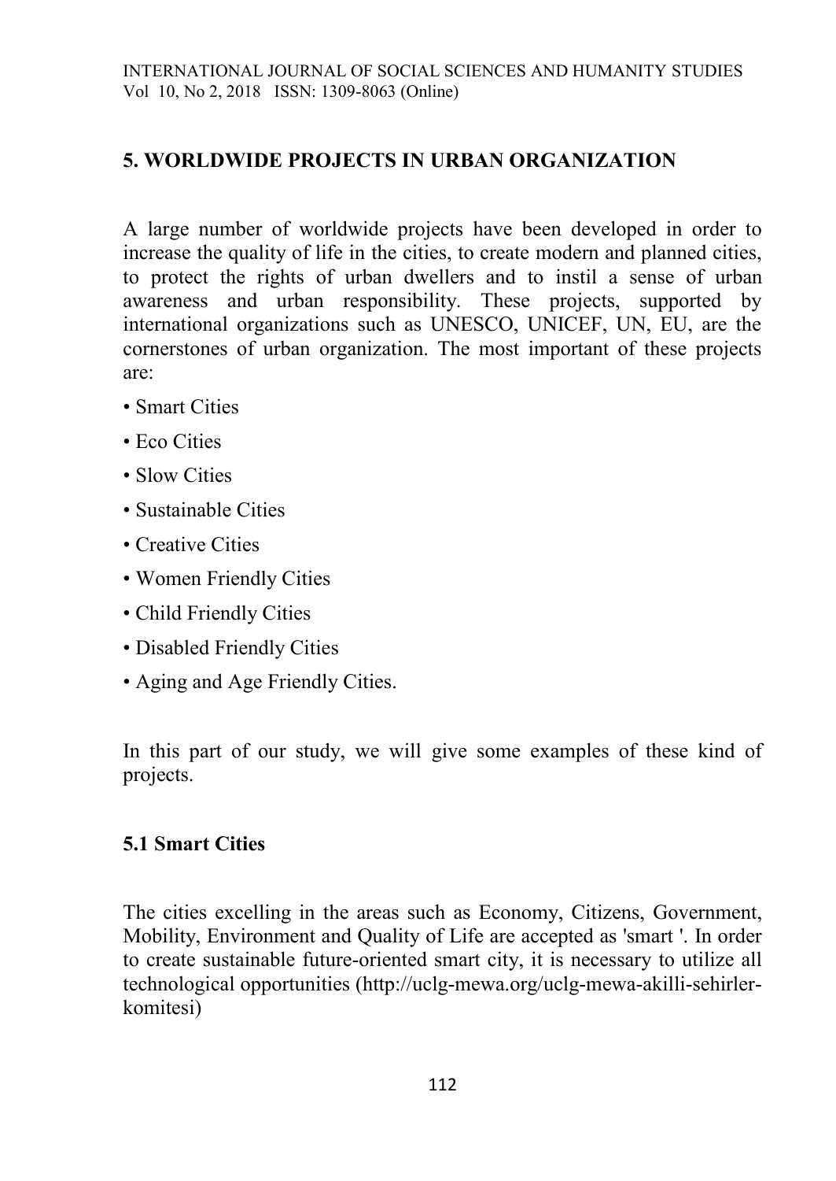## 5. WORLDWIDE PROJECTS IN URBAN ORGANIZATION

A large number of worldwide projects have been developed in order to increase the quality of life in the cities, to create modern and planned cities, to protect the rights of urban dwellers and to instil a sense of urban awareness and urban responsibility. These projects, supported by international organizations such as UNESCO, UNICEF, UN, EU, are the cornerstones of urban organization. The most important of these projects are:

- Smart Cities
- Eco Cities
- Slow Cities
- Sustainable Cities
- Creative Cities
- Women Friendly Cities
- Child Friendly Cities
- Disabled Friendly Cities
- Aging and Age Friendly Cities.

In this part of our study, we will give some examples of these kind of projects.

### 5.1 Smart Cities

The cities excelling in the areas such as Economy, Citizens, Government, Mobility, Environment and Quality of Life are accepted as 'smart '. In order to create sustainable future-oriented smart city, it is necessary to utilize all technological opportunities (http://uclg-mewa.org/uclg-mewa-akilli-sehirler-komitesi)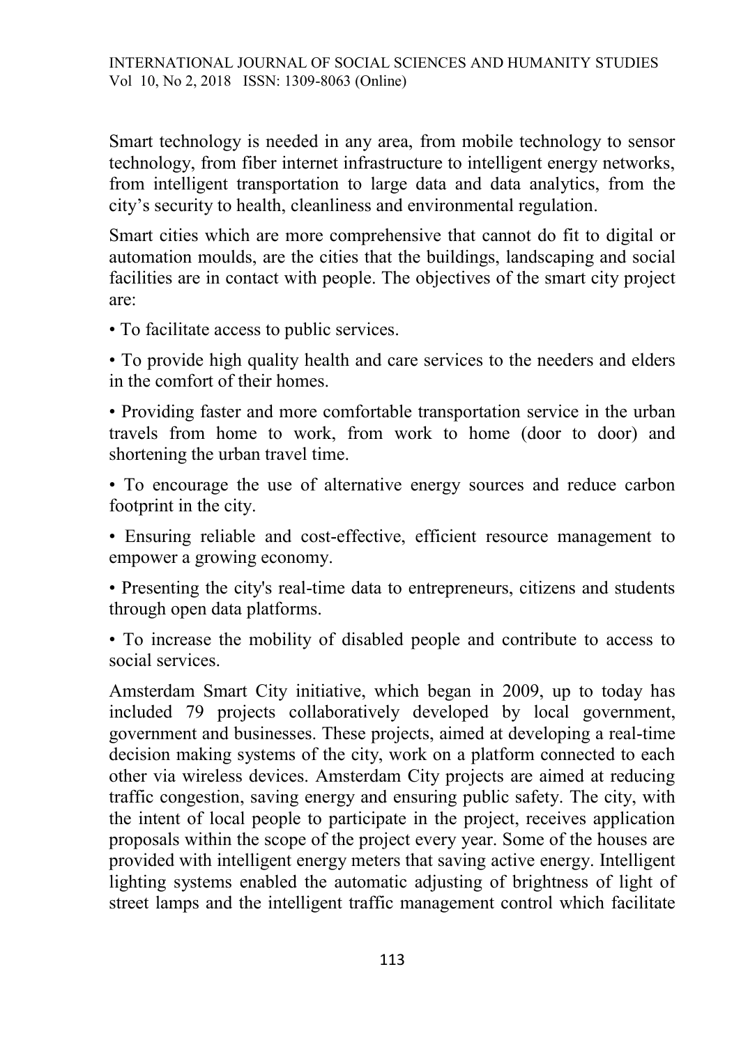Smart technology is needed in any area, from mobile technology to sensor technology, from fiber internet infrastructure to intelligent energy networks, from intelligent transportation to large data and data analytics, from the city's security to health, cleanliness and environmental regulation.

Smart cities which are more comprehensive that cannot do fit to digital or automation moulds, are the cities that the buildings, landscaping and social facilities are in contact with people. The objectives of the smart city project are:

• To facilitate access to public services.

• To provide high quality health and care services to the needers and elders in the comfort of their homes.

• Providing faster and more comfortable transportation service in the urban travels from home to work, from work to home (door to door) and shortening the urban travel time.

• To encourage the use of alternative energy sources and reduce carbon footprint in the city.

• Ensuring reliable and cost-effective, efficient resource management to empower a growing economy.

• Presenting the city's real-time data to entrepreneurs, citizens and students through open data platforms.

• To increase the mobility of disabled people and contribute to access to social services.

Amsterdam Smart City initiative, which began in 2009, up to today has included 79 projects collaboratively developed by local government, government and businesses. These projects, aimed at developing a real-time decision making systems of the city, work on a platform connected to each other via wireless devices. Amsterdam City projects are aimed at reducing traffic congestion, saving energy and ensuring public safety. The city, with the intent of local people to participate in the project, receives application proposals within the scope of the project every year. Some of the houses are provided with intelligent energy meters that saving active energy. Intelligent lighting systems enabled the automatic adjusting of brightness of light of street lamps and the intelligent traffic management control which facilitate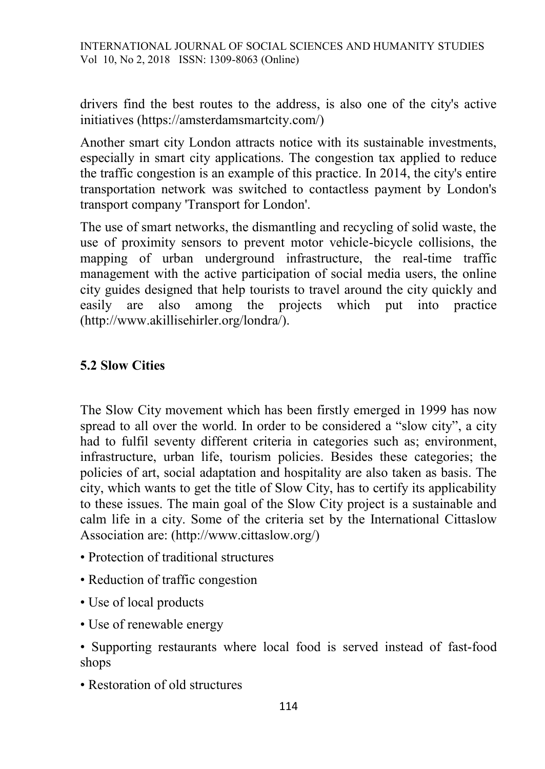drivers find the best routes to the address, is also one of the city's active initiatives (https://amsterdamsmartcity.com/)

Another smart city London attracts notice with its sustainable investments, especially in smart city applications. The congestion tax applied to reduce the traffic congestion is an example of this practice. In 2014, the city's entire transportation network was switched to contactless payment by London's transport company 'Transport for London'.

The use of smart networks, the dismantling and recycling of solid waste, the use of proximity sensors to prevent motor vehicle-bicycle collisions, the mapping of urban underground infrastructure, the real-time traffic management with the active participation of social media users, the online city guides designed that help tourists to travel around the city quickly and easily are also among the projects which put into practice (http://www.akillisehirler.org/londra/).

### 5.2 Slow Cities

The Slow City movement which has been firstly emerged in 1999 has now spread to all over the world. In order to be considered a "slow city", a city had to fulfil seventy different criteria in categories such as; environment, infrastructure, urban life, tourism policies. Besides these categories; the policies of art, social adaptation and hospitality are also taken as basis. The city, which wants to get the title of Slow City, has to certify its applicability to these issues. The main goal of the Slow City project is a sustainable and calm life in a city. Some of the criteria set by the International Cittaslow Association are: (http://www.cittaslow.org/)

- Protection of traditional structures
- Reduction of traffic congestion
- Use of local products
- Use of renewable energy
- Supporting restaurants where local food is served instead of fast-food shops
- Restoration of old structures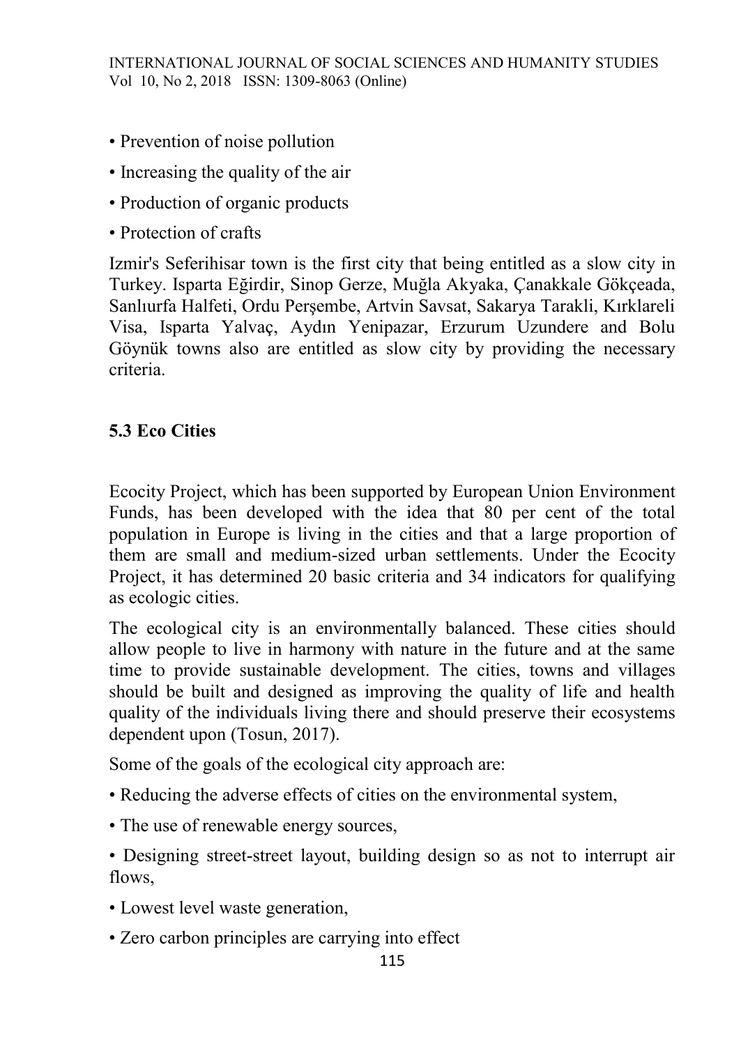- Prevention of noise pollution
- Increasing the quality of the air
- Production of organic products
- Protection of crafts

Izmir's Seferihisar town is the first city that being entitled as a slow city in Turkey. Isparta Eğirdir, Sinop Gerze, Muğla Akyaka, Çanakkale Gökçeada, Sanlıurfa Halfeti, Ordu Perşembe, Artvin Savsat, Sakarya Tarakli, Kırklareli Visa, Isparta Yalvaç, Aydın Yenipazar, Erzurum Uzundere and Bolu Göynük towns also are entitled as slow city by providing the necessary criteria.

### 5.3 Eco Cities

Ecocity Project, which has been supported by European Union Environment Funds, has been developed with the idea that 80 per cent of the total population in Europe is living in the cities and that a large proportion of them are small and medium-sized urban settlements. Under the Ecocity Project, it has determined 20 basic criteria and 34 indicators for qualifying as ecologic cities.

The ecological city is an environmentally balanced. These cities should allow people to live in harmony with nature in the future and at the same time to provide sustainable development. The cities, towns and villages should be built and designed as improving the quality of life and health quality of the individuals living there and should preserve their ecosystems dependent upon (Tosun, 2017).

Some of the goals of the ecological city approach are:

- Reducing the adverse effects of cities on the environmental system,
- The use of renewable energy sources,
- Designing street-street layout, building design so as not to interrupt air flows,
- Lowest level waste generation,
- Zero carbon principles are carrying into effect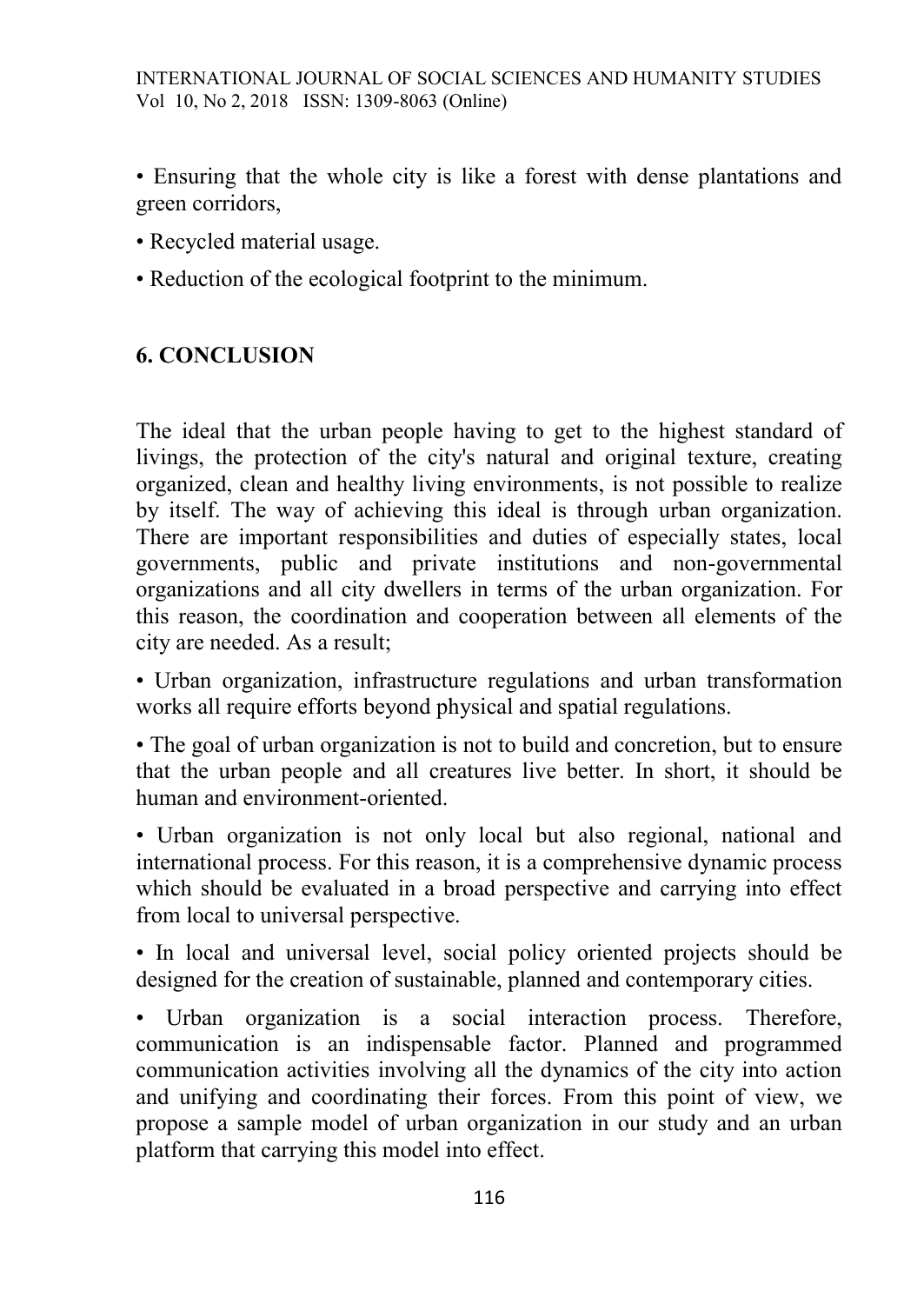• Ensuring that the whole city is like a forest with dense plantations and green corridors,

• Recycled material usage.

• Reduction of the ecological footprint to the minimum.

## 6. CONCLUSION

The ideal that the urban people having to get to the highest standard of livings, the protection of the city's natural and original texture, creating organized, clean and healthy living environments, is not possible to realize by itself. The way of achieving this ideal is through urban organization. There are important responsibilities and duties of especially states, local governments, public and private institutions and non-governmental organizations and all city dwellers in terms of the urban organization. For this reason, the coordination and cooperation between all elements of the city are needed. As a result;

• Urban organization, infrastructure regulations and urban transformation works all require efforts beyond physical and spatial regulations.

• The goal of urban organization is not to build and concretion, but to ensure that the urban people and all creatures live better. In short, it should be human and environment-oriented.

• Urban organization is not only local but also regional, national and international process. For this reason, it is a comprehensive dynamic process which should be evaluated in a broad perspective and carrying into effect from local to universal perspective.

• In local and universal level, social policy oriented projects should be designed for the creation of sustainable, planned and contemporary cities.

• Urban organization is a social interaction process. Therefore, communication is an indispensable factor. Planned and programmed communication activities involving all the dynamics of the city into action and unifying and coordinating their forces. From this point of view, we propose a sample model of urban organization in our study and an urban platform that carrying this model into effect.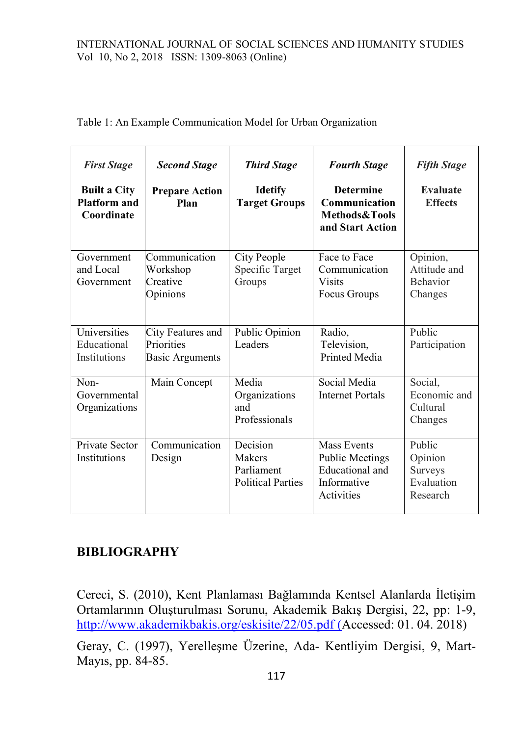Table 1: An Example Communication Model for Urban Organization

| *First Stage* **Built a City Platform and Coordinate** | *Second Stage* **Prepare Action Plan** | *Third Stage* **Idetify Target Groups** | *Fourth Stage* **Determine Communication Methods&Tools and Start Action** | *Fifth Stage* **Evaluate Effects** |
|---|---|---|---|---|
| Government and Local Government | Communication Workshop Creative Opinions | City People Specific Target Groups | Face to Face Communication Visits Focus Groups | Opinion, Attitude and Behavior Changes |
| Universities Educational Institutions | City Features and Priorities Basic Arguments | Public Opinion Leaders | Radio, Television, Printed Media | Public Participation |
| Non-Governmental Organizations | Main Concept | Media Organizations and Professionals | Social Media Internet Portals | Social, Economic and Cultural Changes |
| Private Sector Institutions | Communication Design | Decision Makers Parliament Political Parties | Mass Events Public Meetings Educational and Informative Activities | Public Opinion Surveys Evaluation Research |

## BIBLIOGRAPHY

Cereci, S. (2010), Kent Planlaması Bağlamında Kentsel Alanlarda İletişim Ortamlarının Oluşturulması Sorunu, Akademik Bakış Dergisi, 22, pp: 1-9, http://www.akademikbakis.org/eskisite/22/05.pdf (Accessed: 01. 04. 2018)

Geray, C. (1997), Yerelleşme Üzerine, Ada- Kentliyim Dergisi, 9, Mart-Mayıs, pp. 84-85.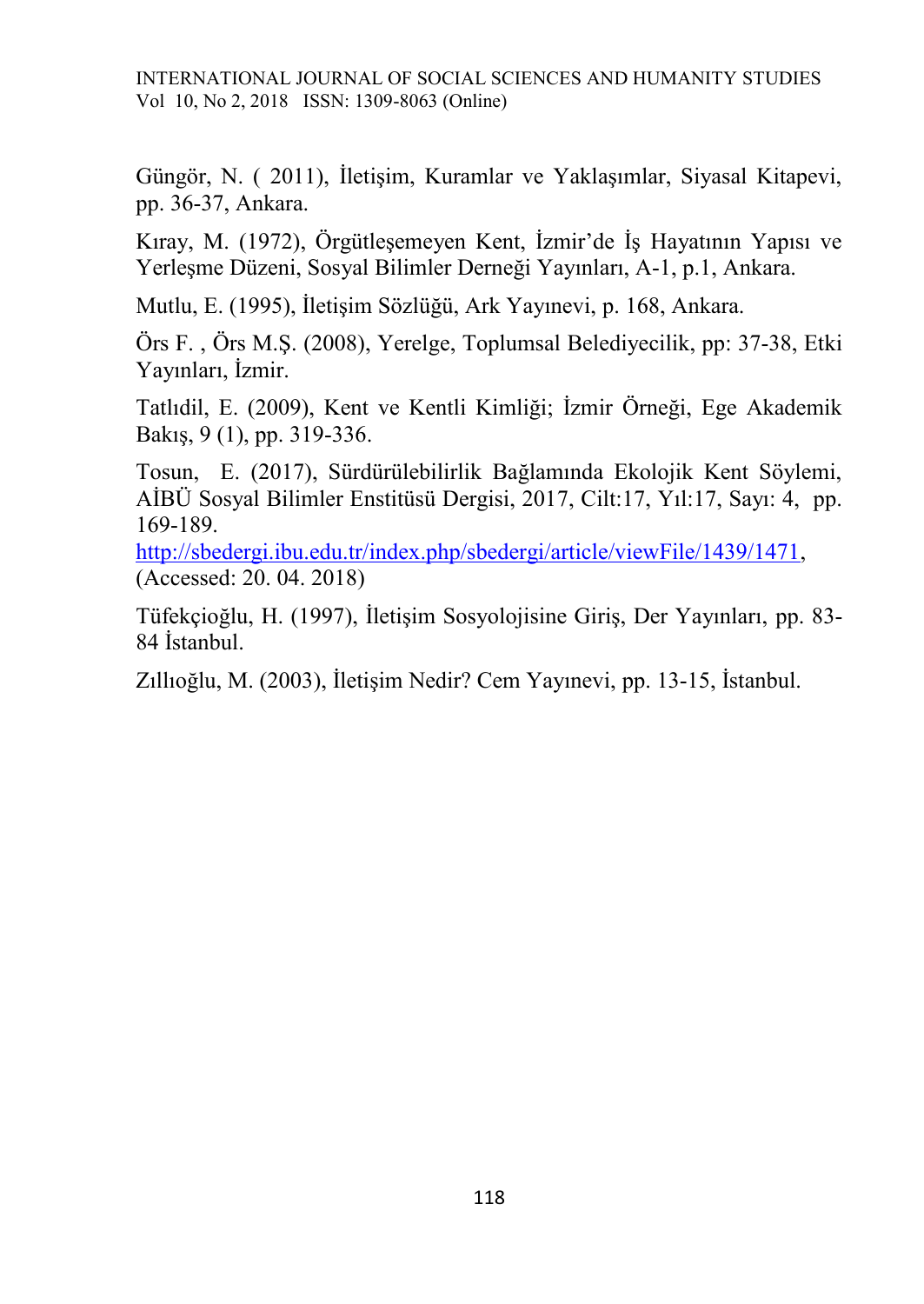Güngör, N. ( 2011), İletişim, Kuramlar ve Yaklaşımlar, Siyasal Kitapevi, pp. 36-37, Ankara.

Kıray, M. (1972), Örgütleşemeyen Kent, İzmir'de İş Hayatının Yapısı ve Yerleşme Düzeni, Sosyal Bilimler Derneği Yayınları, A-1, p.1, Ankara.

Mutlu, E. (1995), İletişim Sözlüğü, Ark Yayınevi, p. 168, Ankara.

Örs F. , Örs M.Ş. (2008), Yerelge, Toplumsal Belediyecilik, pp: 37-38, Etki Yayınları, İzmir.

Tatlıdil, E. (2009), Kent ve Kentli Kimliği; İzmir Örneği, Ege Akademik Bakış, 9 (1), pp. 319-336.

Tosun, E. (2017), Sürdürülebilirlik Bağlamında Ekolojik Kent Söylemi, AİBÜ Sosyal Bilimler Enstitüsü Dergisi, 2017, Cilt:17, Yıl:17, Sayı: 4, pp. 169-189. http://sbedergi.ibu.edu.tr/index.php/sbedergi/article/viewFile/1439/1471, (Accessed: 20. 04. 2018)

Tüfekçioğlu, H. (1997), İletişim Sosyolojisine Giriş, Der Yayınları, pp. 83-84 İstanbul.

Zıllıoğlu, M. (2003), İletişim Nedir? Cem Yayınevi, pp. 13-15, İstanbul.